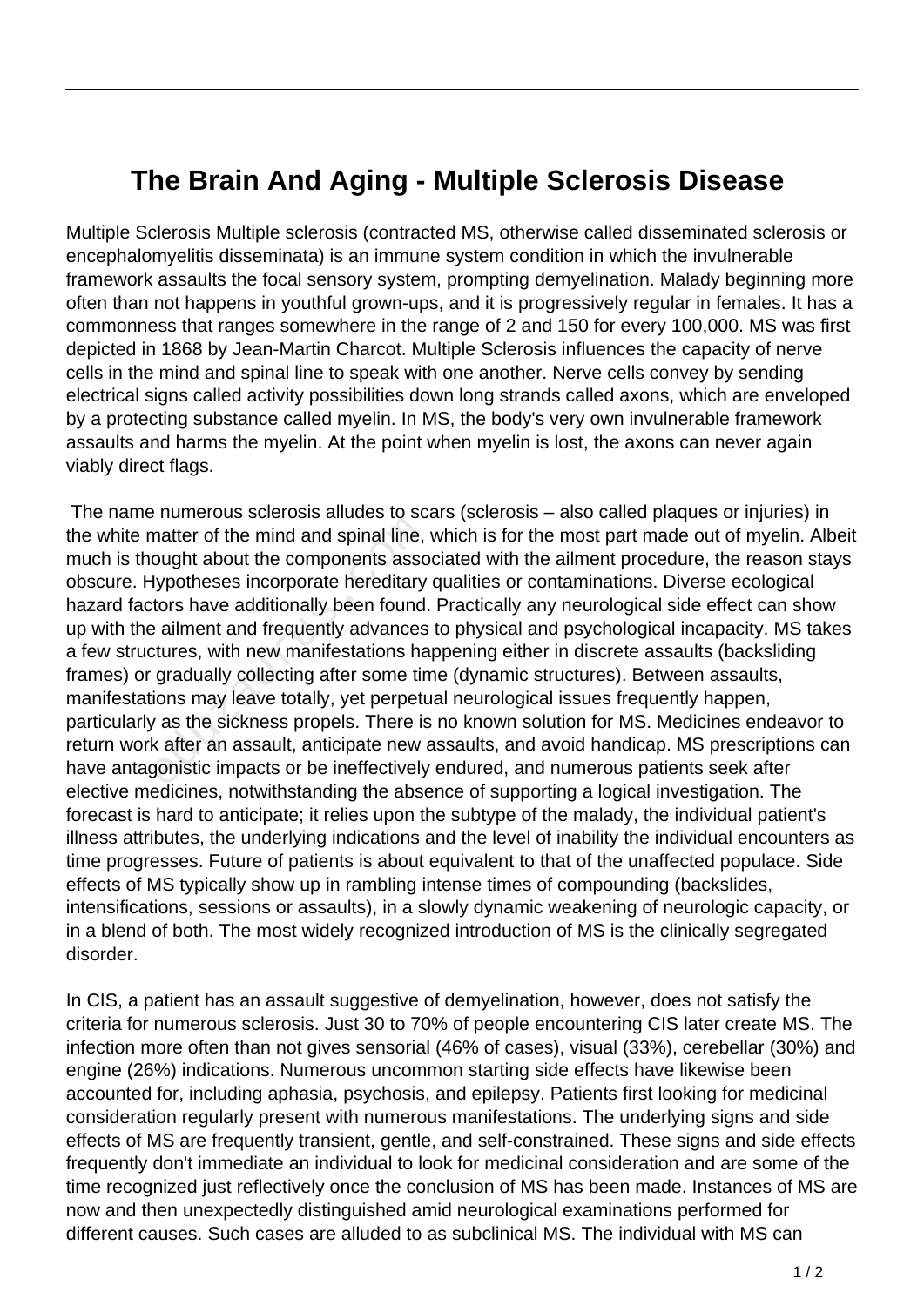# The Brain And Aging - Multiple Sclerosis Disease

Multiple Sclerosis Multiple sclerosis (contracted MS, otherwise called disseminated sclerosis or encephalomyelitis disseminata) is an immune system condition in which the invulnerable framework assaults the focal sensory system, prompting demyelination. Malady beginning more often than not happens in youthful grown-ups, and it is progressively regular in females. It has a commonness that ranges somewhere in the range of 2 and 150 for every 100,000. MS was first depicted in 1868 by Jean-Martin Charcot. Multiple Sclerosis influences the capacity of nerve cells in the mind and spinal line to speak with one another. Nerve cells convey by sending electrical signs called activity possibilities down long strands called axons, which are enveloped by a protecting substance called myelin. In MS, the body's very own invulnerable framework assaults and harms the myelin. At the point when myelin is lost, the axons can never again viably direct flags.

The name numerous sclerosis alludes to scars (sclerosis – also called plaques or injuries) in the white matter of the mind and spinal line, which is for the most part made out of myelin. Albeit much is thought about the components associated with the ailment procedure, the reason stays obscure. Hypotheses incorporate hereditary qualities or contaminations. Diverse ecological hazard factors have additionally been found. Practically any neurological side effect can show up with the ailment and frequently advances to physical and psychological incapacity. MS takes a few structures, with new manifestations happening either in discrete assaults (backsliding frames) or gradually collecting after some time (dynamic structures). Between assaults, manifestations may leave totally, yet perpetual neurological issues frequently happen, particularly as the sickness propels. There is no known solution for MS. Medicines endeavor to return work after an assault, anticipate new assaults, and avoid handicap. MS prescriptions can have antagonistic impacts or be ineffectively endured, and numerous patients seek after elective medicines, notwithstanding the absence of supporting a logical investigation. The forecast is hard to anticipate; it relies upon the subtype of the malady, the individual patient's illness attributes, the underlying indications and the level of inability the individual encounters as time progresses. Future of patients is about equivalent to that of the unaffected populace. Side effects of MS typically show up in rambling intense times of compounding (backslides, intensifications, sessions or assaults), in a slowly dynamic weakening of neurologic capacity, or in a blend of both. The most widely recognized introduction of MS is the clinically segregated disorder.

In CIS, a patient has an assault suggestive of demyelination, however, does not satisfy the criteria for numerous sclerosis. Just 30 to 70% of people encountering CIS later create MS. The infection more often than not gives sensorial (46% of cases), visual (33%), cerebellar (30%) and engine (26%) indications. Numerous uncommon starting side effects have likewise been accounted for, including aphasia, psychosis, and epilepsy. Patients first looking for medicinal consideration regularly present with numerous manifestations. The underlying signs and side effects of MS are frequently transient, gentle, and self-constrained. These signs and side effects frequently don't immediate an individual to look for medicinal consideration and are some of the time recognized just reflectively once the conclusion of MS has been made. Instances of MS are now and then unexpectedly distinguished amid neurological examinations performed for different causes. Such cases are alluded to as subclinical MS. The individual with MS can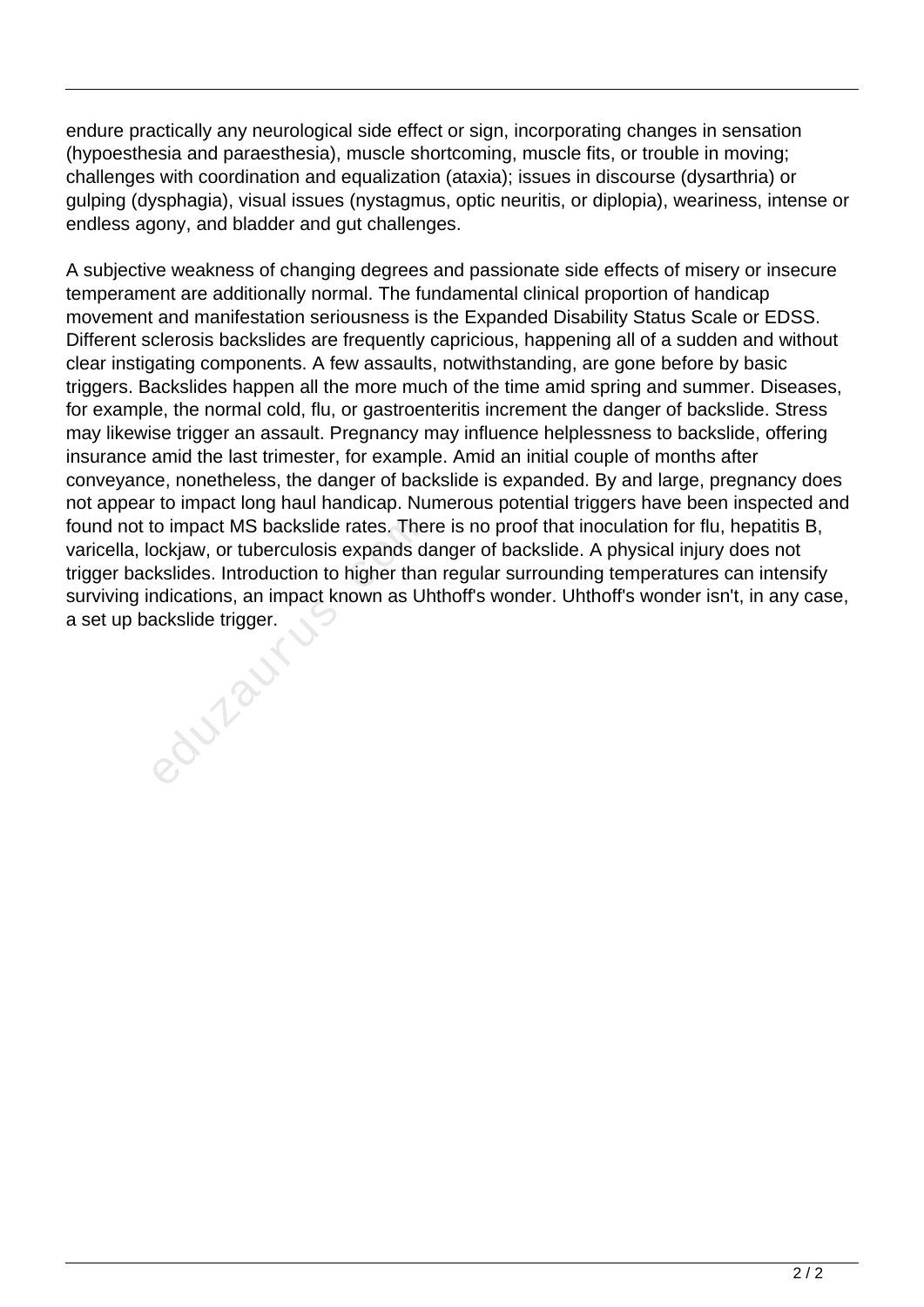endure practically any neurological side effect or sign, incorporating changes in sensation (hypoesthesia and paraesthesia), muscle shortcoming, muscle fits, or trouble in moving; challenges with coordination and equalization (ataxia); issues in discourse (dysarthria) or gulping (dysphagia), visual issues (nystagmus, optic neuritis, or diplopia), weariness, intense or endless agony, and bladder and gut challenges.

A subjective weakness of changing degrees and passionate side effects of misery or insecure temperament are additionally normal. The fundamental clinical proportion of handicap movement and manifestation seriousness is the Expanded Disability Status Scale or EDSS. Different sclerosis backslides are frequently capricious, happening all of a sudden and without clear instigating components. A few assaults, notwithstanding, are gone before by basic triggers. Backslides happen all the more much of the time amid spring and summer. Diseases, for example, the normal cold, flu, or gastroenteritis increment the danger of backslide. Stress may likewise trigger an assault. Pregnancy may influence helplessness to backslide, offering insurance amid the last trimester, for example. Amid an initial couple of months after conveyance, nonetheless, the danger of backslide is expanded. By and large, pregnancy does not appear to impact long haul handicap. Numerous potential triggers have been inspected and found not to impact MS backslide rates. There is no proof that inoculation for flu, hepatitis B, varicella, lockjaw, or tuberculosis expands danger of backslide. A physical injury does not trigger backslides. Introduction to higher than regular surrounding temperatures can intensify surviving indications, an impact known as Uhthoff's wonder. Uhthoff's wonder isn't, in any case, a set up backslide trigger.